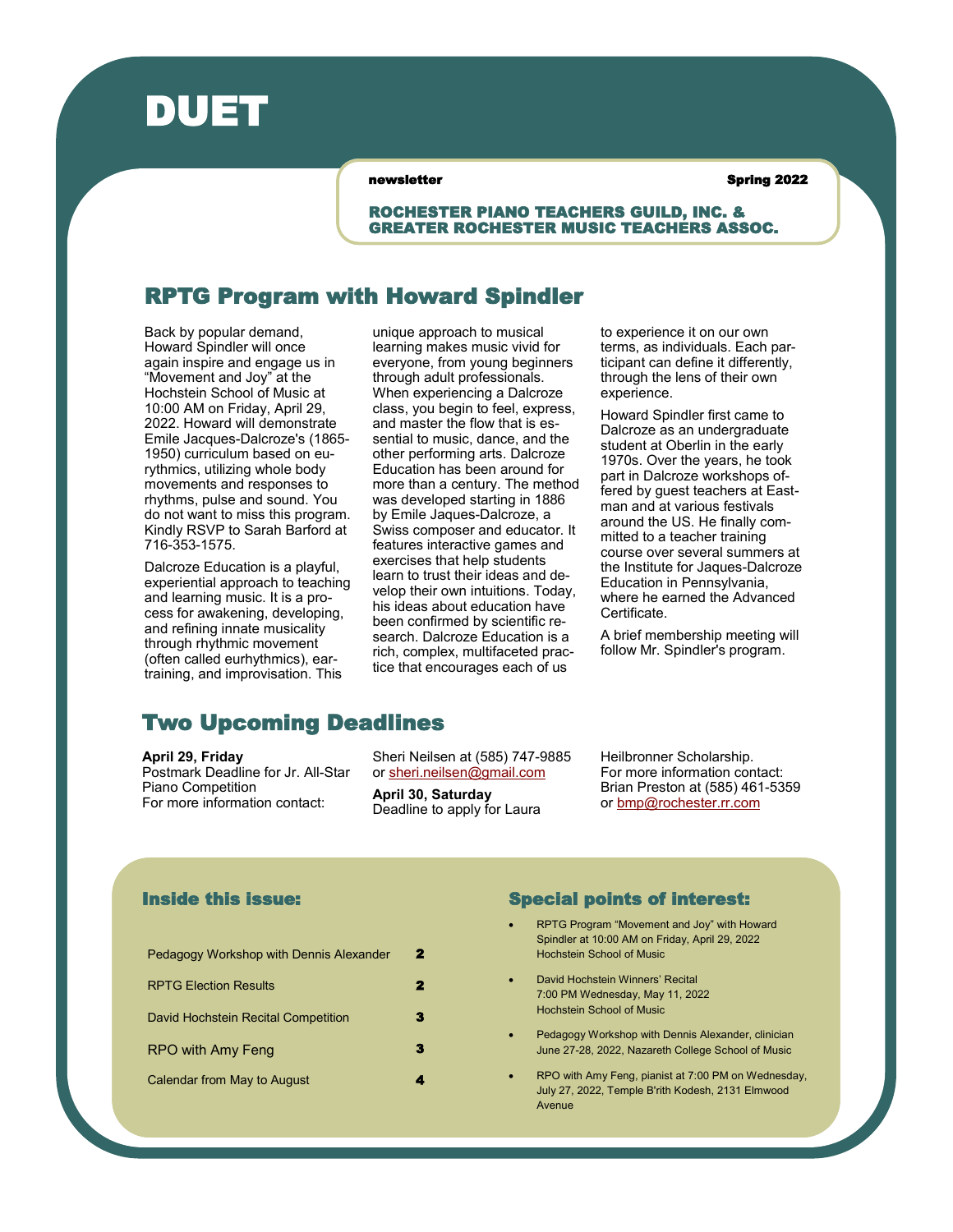# DUET

**newsletter** **Spring 2022**

**ROCHESTER PIANO TEACHERS GUILD, INC. & GREATER ROCHESTER MUSIC TEACHERS ASSOC.**

## RPTG Program with Howard Spindler

Back by popular demand, Howard Spindler will once again inspire and engage us in "Movement and Joy" at the Hochstein School of Music at 10:00 AM on Friday, April 29, 2022. Howard will demonstrate Emile Jacques-Dalcroze's (1865-1950) curriculum based on eurythmics, utilizing whole body movements and responses to rhythms, pulse and sound. You do not want to miss this program. Kindly RSVP to Sarah Barford at 716-353-1575.

Dalcroze Education is a playful, experiential approach to teaching and learning music. It is a process for awakening, developing, and refining innate musicality through rhythmic movement (often called eurhythmics), ear-training, and improvisation. This unique approach to musical learning makes music vivid for everyone, from young beginners through adult professionals. When experiencing a Dalcroze class, you begin to feel, express, and master the flow that is essential to music, dance, and the other performing arts. Dalcroze Education has been around for more than a century. The method was developed starting in 1886 by Emile Jaques-Dalcroze, a Swiss composer and educator. It features interactive games and exercises that help students learn to trust their ideas and develop their own intuitions. Today, his ideas about education have been confirmed by scientific research. Dalcroze Education is a rich, complex, multifaceted practice that encourages each of us to experience it on our own terms, as individuals. Each participant can define it differently, through the lens of their own experience.

Howard Spindler first came to Dalcroze as an undergraduate student at Oberlin in the early 1970s. Over the years, he took part in Dalcroze workshops offered by guest teachers at Eastman and at various festivals around the US. He finally committed to a teacher training course over several summers at the Institute for Jaques-Dalcroze Education in Pennsylvania, where he earned the Advanced Certificate.

A brief membership meeting will follow Mr. Spindler's program.

## Two Upcoming Deadlines

**April 29, Friday**
Postmark Deadline for Jr. All-Star Piano Competition
For more information contact: Sheri Neilsen at (585) 747-9885 or sheri.neilsen@gmail.com

**April 30, Saturday**
Deadline to apply for Laura Heilbronner Scholarship.
For more information contact: Brian Preston at (585) 461-5359 or bmp@rochester.rr.com

### Inside this issue:

| | |
|---|---|
| Pedagogy Workshop with Dennis Alexander | 2 |
| RPTG Election Results | 2 |
| David Hochstein Recital Competition | 3 |
| RPO with Amy Feng | 3 |
| Calendar from May to August | 4 |

### Special points of interest:

- RPTG Program "Movement and Joy" with Howard Spindler at 10:00 AM on Friday, April 29, 2022 Hochstein School of Music
- David Hochstein Winners' Recital 7:00 PM Wednesday, May 11, 2022 Hochstein School of Music
- Pedagogy Workshop with Dennis Alexander, clinician June 27-28, 2022, Nazareth College School of Music
- RPO with Amy Feng, pianist at 7:00 PM on Wednesday, July 27, 2022, Temple B'rith Kodesh, 2131 Elmwood Avenue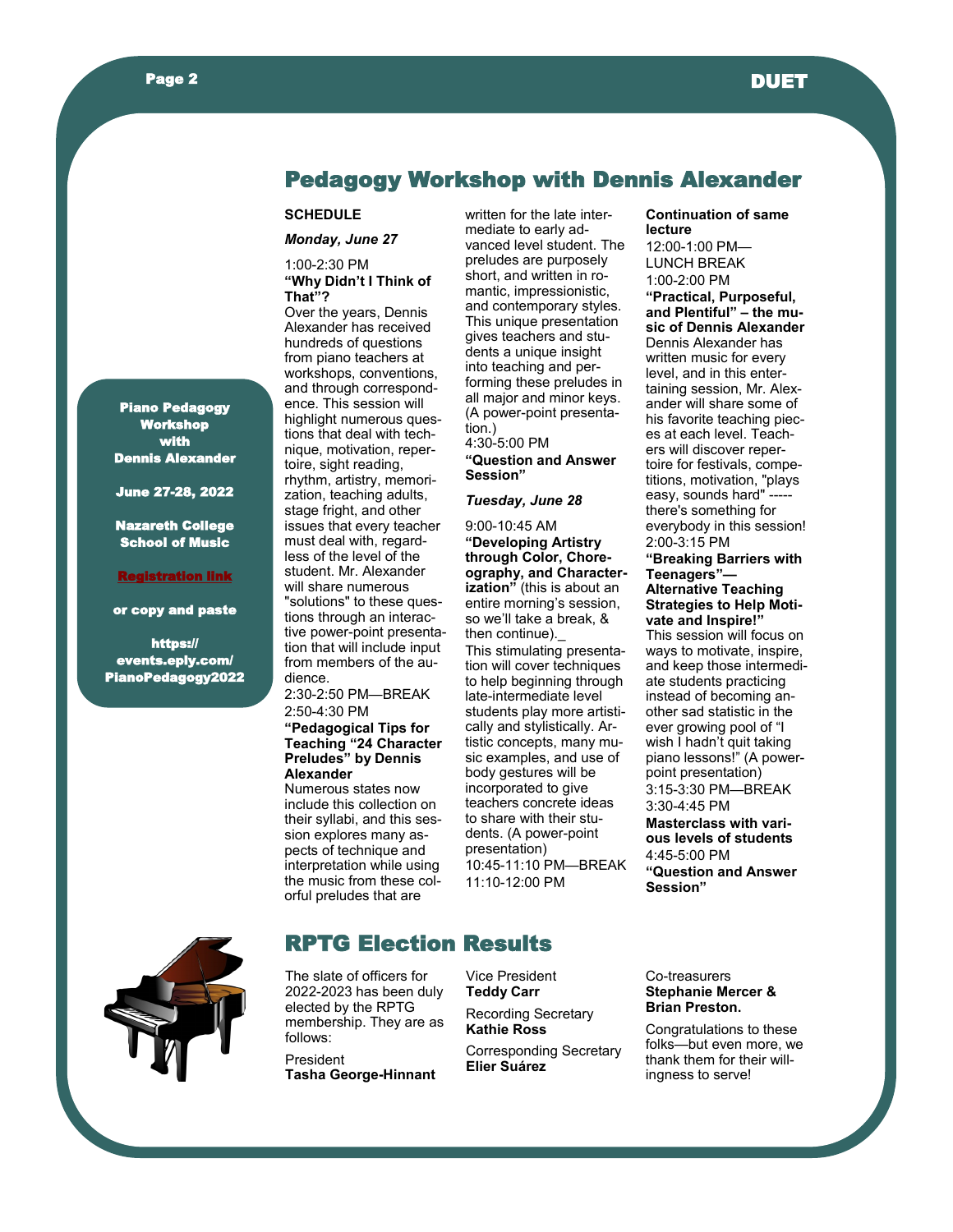## Pedagogy Workshop with Dennis Alexander

**SCHEDULE**

***Monday, June 27***

1:00-2:30 PM
**"Why Didn't I Think of That"?**
Over the years, Dennis Alexander has received hundreds of questions from piano teachers at workshops, conventions, and through correspondence. This session will highlight numerous questions that deal with technique, motivation, repertoire, sight reading, rhythm, artistry, memorization, teaching adults, stage fright, and other issues that every teacher must deal with, regardless of the level of the student. Mr. Alexander will share numerous "solutions" to these questions through an interactive power-point presentation that will include input from members of the audience.

2:30-2:50 PM—BREAK

2:50-4:30 PM
**"Pedagogical Tips for Teaching "24 Character Preludes" by Dennis Alexander**
Numerous states now include this collection on their syllabi, and this session explores many aspects of technique and interpretation while using the music from these colorful preludes that are written for the late intermediate to early advanced level student. The preludes are purposely short, and written in romantic, impressionistic, and contemporary styles. This unique presentation gives teachers and students a unique insight into teaching and performing these preludes in all major and minor keys. (A power-point presentation.)

4:30-5:00 PM
**"Question and Answer Session"**

***Tuesday, June 28***

9:00-10:45 AM
**"Developing Artistry through Color, Choreography, and Characterization"** (this is about an entire morning's session, so we'll take a break, & then continue)._
This stimulating presentation will cover techniques to help beginning through late-intermediate level students play more artistically and stylistically. Artistic concepts, many music examples, and use of body gestures will be incorporated to give teachers concrete ideas to share with their students. (A power-point presentation)

10:45-11:10 PM—BREAK

11:10-12:00 PM
**Continuation of same lecture**

12:00-1:00 PM—LUNCH BREAK

1:00-2:00 PM
**"Practical, Purposeful, and Plentiful" – the music of Dennis Alexander**
Dennis Alexander has written music for every level, and in this entertaining session, Mr. Alexander will share some of his favorite teaching pieces at each level. Teachers will discover repertoire for festivals, competitions, motivation, "plays easy, sounds hard" -----there's something for everybody in this session!

2:00-3:15 PM
**"Breaking Barriers with Teenagers"—Alternative Teaching Strategies to Help Motivate and Inspire!"**
This session will focus on ways to motivate, inspire, and keep those intermediate students practicing instead of becoming another sad statistic in the ever growing pool of "I wish I hadn't quit taking piano lessons!" (A power-point presentation)

3:15-3:30 PM—BREAK

3:30-4:45 PM
**Masterclass with various levels of students**

4:45-5:00 PM
**"Question and Answer Session"**

---

**Piano Pedagogy Workshop with Dennis Alexander**

**June 27-28, 2022**

**Nazareth College School of Music**

**Registration link**

**or copy and paste**

**https://events.eply.com/PianoPedagogy2022**

---

## RPTG Election Results

The slate of officers for 2022-2023 has been duly elected by the RPTG membership. They are as follows:

President
**Tasha George-Hinnant**

Vice President
**Teddy Carr**

Recording Secretary
**Kathie Ross**

Corresponding Secretary
**Elier Suárez**

Co-treasurers
**Stephanie Mercer & Brian Preston.**

Congratulations to these folks—but even more, we thank them for their willingness to serve!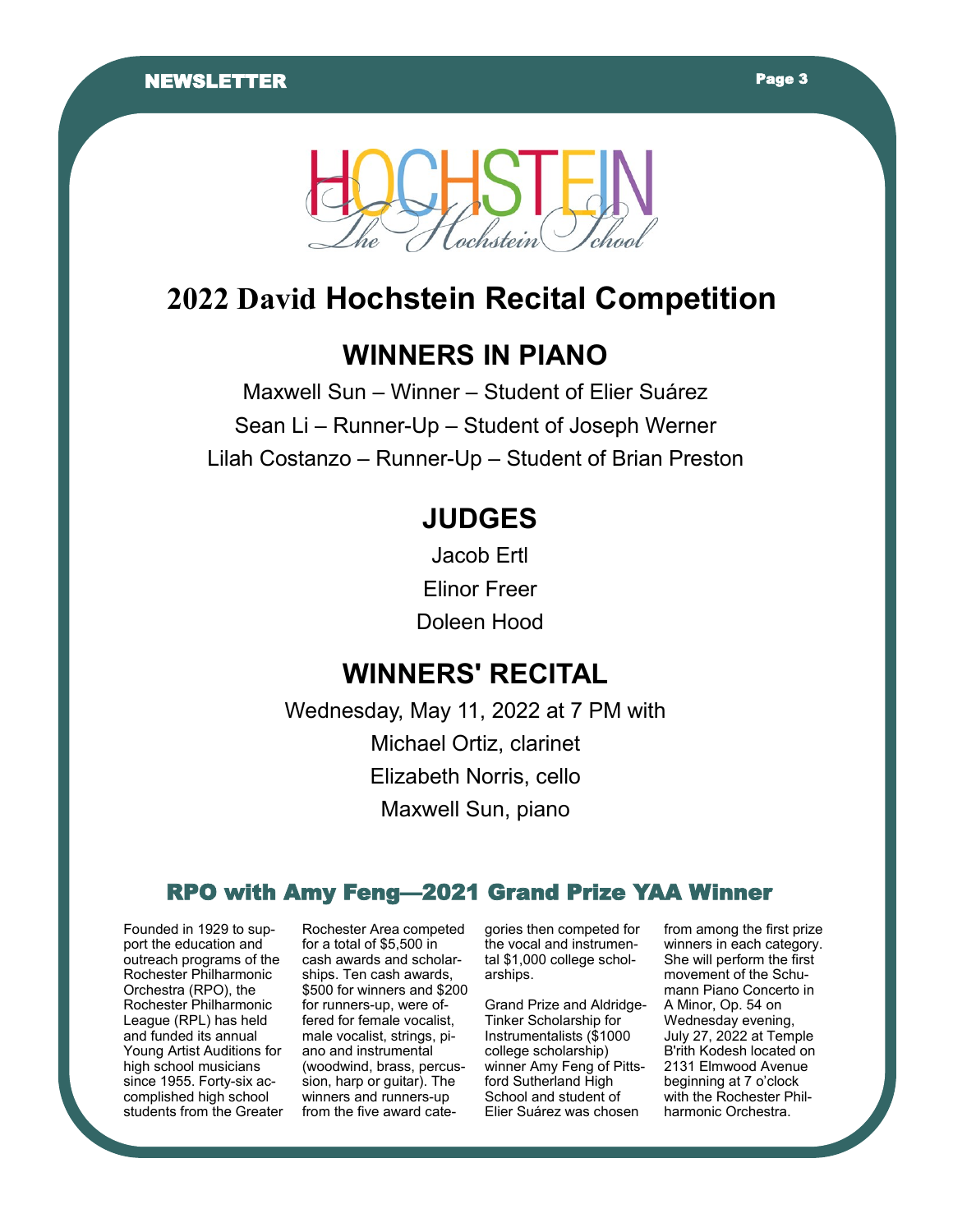HOCHSTEIN

*The Hochstein School*

# 2022 David Hochstein Recital Competition

## WINNERS IN PIANO

Maxwell Sun – Winner – Student of Elier Suárez

Sean Li – Runner-Up – Student of Joseph Werner

Lilah Costanzo – Runner-Up – Student of Brian Preston

## JUDGES

Jacob Ertl

Elinor Freer

Doleen Hood

## WINNERS' RECITAL

Wednesday, May 11, 2022 at 7 PM with

Michael Ortiz, clarinet

Elizabeth Norris, cello

Maxwell Sun, piano

## RPO with Amy Feng—2021 Grand Prize YAA Winner

Founded in 1929 to support the education and outreach programs of the Rochester Philharmonic Orchestra (RPO), the Rochester Philharmonic League (RPL) has held and funded its annual Young Artist Auditions for high school musicians since 1955. Forty-six accomplished high school students from the Greater Rochester Area competed for a total of $5,500 in cash awards and scholarships. Ten cash awards, $500 for winners and $200 for runners-up, were offered for female vocalist, male vocalist, strings, piano and instrumental (woodwind, brass, percussion, harp or guitar). The winners and runners-up from the five award categories then competed for the vocal and instrumental $1,000 college scholarships.

Grand Prize and Aldridge-Tinker Scholarship for Instrumentalists ($1000 college scholarship) winner Amy Feng of Pittsford Sutherland High School and student of Elier Suárez was chosen from among the first prize winners in each category. She will perform the first movement of the Schumann Piano Concerto in A Minor, Op. 54 on Wednesday evening, July 27, 2022 at Temple B'rith Kodesh located on 2131 Elmwood Avenue beginning at 7 o'clock with the Rochester Philharmonic Orchestra.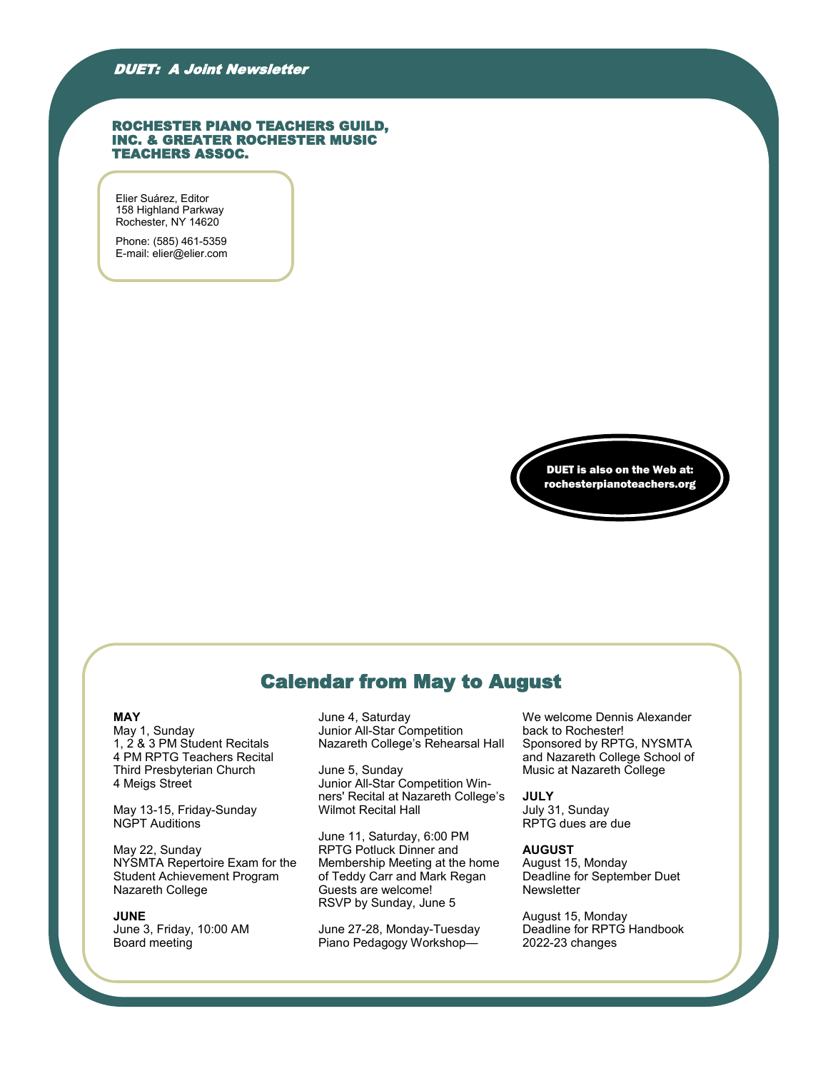*DUET: A Joint Newsletter*

**ROCHESTER PIANO TEACHERS GUILD, INC. & GREATER ROCHESTER MUSIC TEACHERS ASSOC.**

Elier Suárez, Editor
158 Highland Parkway
Rochester, NY 14620

Phone: (585) 461-5359
E-mail: elier@elier.com

**DUET is also on the Web at: rochesterpianoteachers.org**

## Calendar from May to August

**MAY**

May 1, Sunday
1, 2 & 3 PM Student Recitals
4 PM RPTG Teachers Recital
Third Presbyterian Church
4 Meigs Street

May 13-15, Friday-Sunday
NGPT Auditions

May 22, Sunday
NYSMTA Repertoire Exam for the Student Achievement Program
Nazareth College

**JUNE**

June 3, Friday, 10:00 AM
Board meeting

June 4, Saturday
Junior All-Star Competition
Nazareth College's Rehearsal Hall

June 5, Sunday
Junior All-Star Competition Winners' Recital at Nazareth College's Wilmot Recital Hall

June 11, Saturday, 6:00 PM
RPTG Potluck Dinner and Membership Meeting at the home of Teddy Carr and Mark Regan
Guests are welcome!
RSVP by Sunday, June 5

June 27-28, Monday-Tuesday
Piano Pedagogy Workshop—
We welcome Dennis Alexander back to Rochester!
Sponsored by RPTG, NYSMTA and Nazareth College School of Music at Nazareth College

**JULY**

July 31, Sunday
RPTG dues are due

**AUGUST**

August 15, Monday
Deadline for September Duet Newsletter

August 15, Monday
Deadline for RPTG Handbook 2022-23 changes